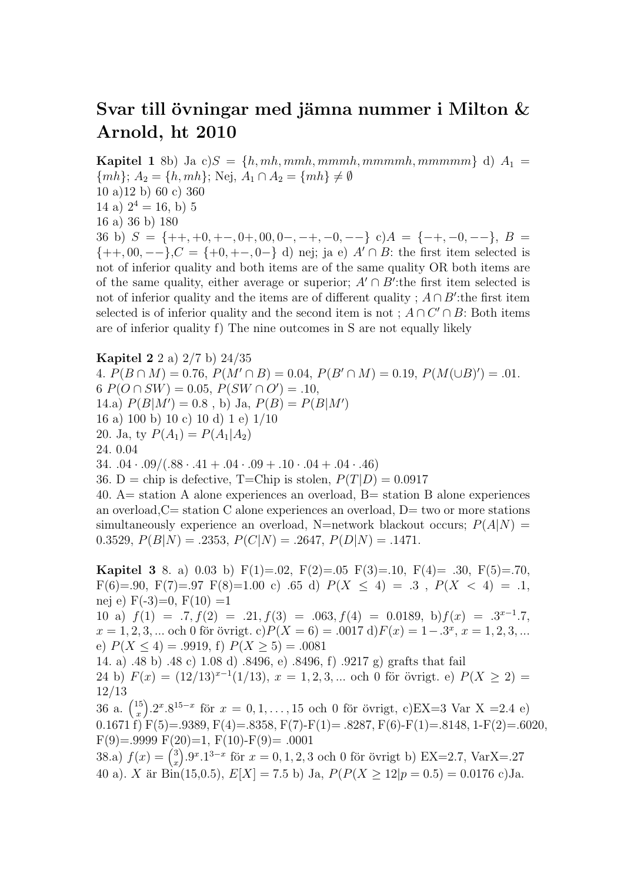# Svar till övningar med jämna nummer i Milton & Arnold, ht 2010

**Kapitel 1** 8b) Ja c)$S = \{h, mh, mmh, mmmh, mmmmh, mmmmm\}$ d) $A_1 = \{mh\}$; $A_2 = \{h, mh\}$; Nej, $A_1 \cap A_2 = \{mh\} \neq \emptyset$

10 a)12 b) 60 c) 360

14 a) $2^4 = 16$, b) 5

16 a) 36 b) 180

36 b) $S = \{++, +0, +-, 0+, 00, 0-, -+, -0, --\}$ c)$A = \{-+, -0, --\}$, $B = \{++, 00, --\}$,$C = \{+0, +-, 0-\}$ d) nej; ja e) $A' \cap B$: the first item selected is not of inferior quality and both items are of the same quality OR both items are of the same quality, either average or superior; $A' \cap B'$:the first item selected is not of inferior quality and the items are of different quality ; $A \cap B'$:the first item selected is of inferior quality and the second item is not ; $A \cap C' \cap B$: Both items are of inferior quality f) The nine outcomes in S are not equally likely

**Kapitel 2** 2 a) 2/7 b) 24/35

4. $P(B \cap M) = 0.76$, $P(M' \cap B) = 0.04$, $P(B' \cap M) = 0.19$, $P(M(\cup B)') = .01$.

6 $P(O \cap SW) = 0.05$, $P(SW \cap O') = .10$,

14.a) $P(B|M') = 0.8$ , b) Ja, $P(B) = P(B|M')$

16 a) 100 b) 10 c) 10 d) 1 e) 1/10

20. Ja, ty $P(A_1) = P(A_1|A_2)$

24. 0.04

34. $.04 \cdot .09/(.88 \cdot .41 + .04 \cdot .09 + .10 \cdot .04 + .04 \cdot .46)$

36. D = chip is defective, T=Chip is stolen, $P(T|D) = 0.0917$

40. A= station A alone experiences an overload, B= station B alone experiences an overload,C= station C alone experiences an overload, D= two or more stations simultaneously experience an overload, N=network blackout occurs; $P(A|N) = 0.3529$, $P(B|N) = .2353$, $P(C|N) = .2647$, $P(D|N) = .1471$.

**Kapitel 3** 8. a) 0.03 b) F(1)=.02, F(2)=.05 F(3)=.10, F(4)= .30, F(5)=.70, F(6)=.90, F(7)=.97 F(8)=1.00 c) .65 d) $P(X \leq 4) = .3$ , $P(X < 4) = .1$, nej e) F(-3)=0, F(10) =1

10 a) $f(1) = .7, f(2) = .21, f(3) = .063, f(4) = 0.0189$, b)$f(x) = .3^{x-1}.7$, $x = 1, 2, 3, ...$ och 0 för övrigt. c)$P(X = 6) = .0017$ d)$F(x) = 1 - .3^x$, $x = 1, 2, 3, ...$ e) $P(X \leq 4) = .9919$, f) $P(X \geq 5) = .0081$

14. a) .48 b) .48 c) 1.08 d) .8496, e) .8496, f) .9217 g) grafts that fail

24 b) $F(x) = (12/13)^{x-1}(1/13)$, $x = 1, 2, 3, ...$ och 0 för övrigt. e) $P(X \geq 2) = 12/13$

36 a. $\binom{15}{x}.2^x.8^{15-x}$ för $x = 0, 1, \ldots, 15$ och 0 för övrigt, c)EX=3 Var X =2.4 e) 0.1671 f) F(5)=.9389, F(4)=.8358, F(7)-F(1)= .8287, F(6)-F(1)=.8148, 1-F(2)=.6020, F(9)=.9999 F(20)=1, F(10)-F(9)= .0001

38.a) $f(x) = \binom{3}{x}.9^x.1^{3-x}$ för $x = 0, 1, 2, 3$ och 0 för övrigt b) EX=2.7, VarX=.27

40 a). $X$ är Bin(15,0.5), $E[X] = 7.5$ b) Ja, $P(P(X \geq 12|p = 0.5) = 0.0176$ c)Ja.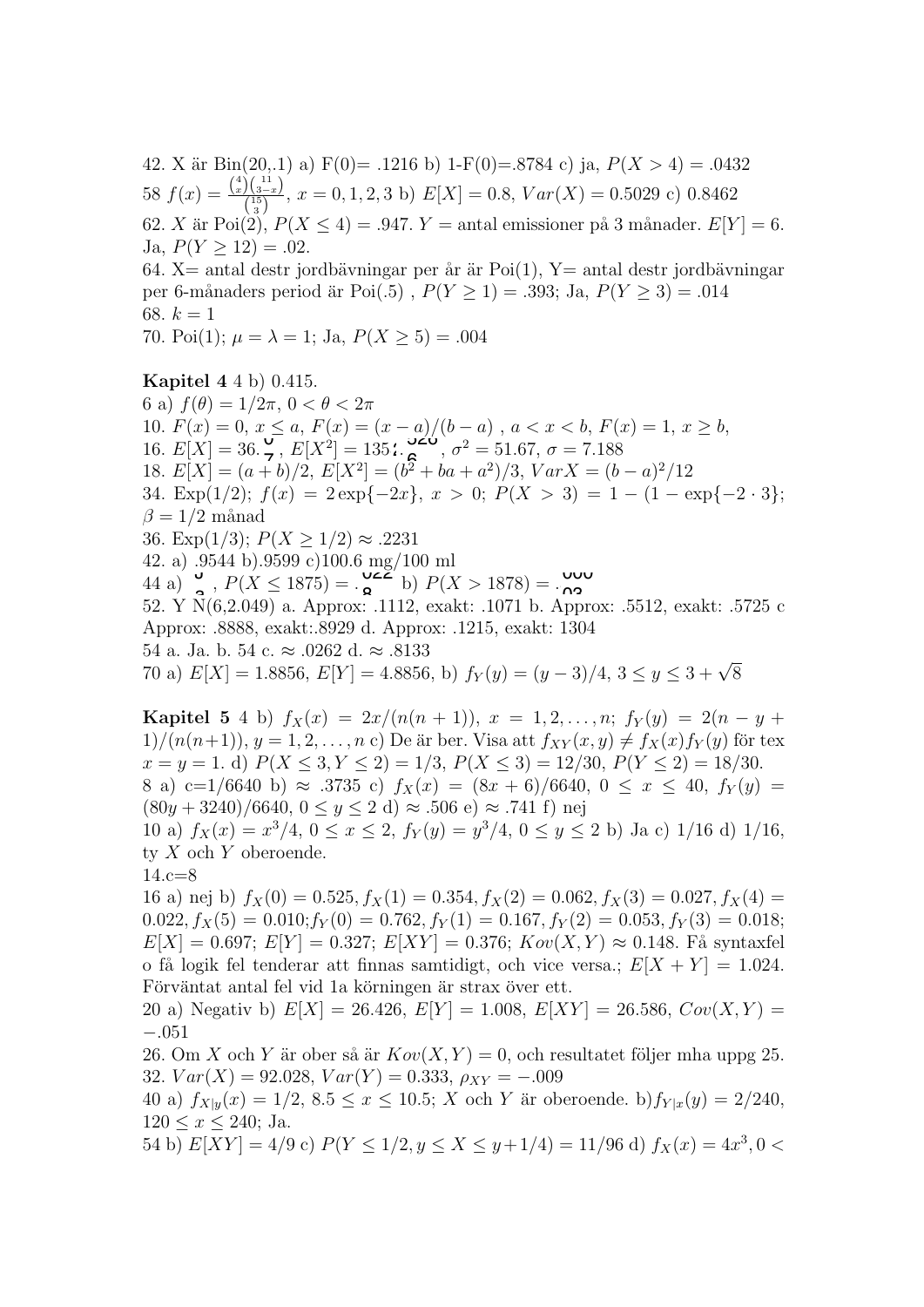42. X är Bin(20,.1) a) F(0)= .1216 b) 1-F(0)=.8784 c) ja, $P(X > 4) = .0432$

58 $f(x) = \frac{\binom{4}{x}\binom{11}{3-x}}{\binom{15}{3}}$, $x = 0, 1, 2, 3$ b) $E[X] = 0.8$, $Var(X) = 0.5029$ c) 0.8462

62. $X$ är Poi(2), $P(X \leq 4) = .947$. $Y$ = antal emissioner på 3 månader. $E[Y] = 6$. Ja, $P(Y \geq 12) = .02$.

64. X= antal destr jordbävningar per år är Poi(1), Y= antal destr jordbävningar per 6-månaders period är Poi(.5) , $P(Y \geq 1) = .393$; Ja, $P(Y \geq 3) = .014$

68. $k = 1$

70. Poi(1); $\mu = \lambda = 1$; Ja, $P(X \geq 5) = .004$

**Kapitel 4** 4 b) 0.415.

6 a) $f(\theta) = 1/2\pi$, $0 < \theta < 2\pi$

10. $F(x) = 0$, $x \leq a$, $F(x) = (x - a)/(b - a)$ , $a < x < b$, $F(x) = 1$, $x \geq b$,

16. $E[X] = 36.\overset{0}{7}$, $E[X^2] = 135\overset{20}{\dot{6}}$, $\sigma^2 = 51.67$, $\sigma = 7.188$

18. $E[X] = (a + b)/2$, $E[X^2] = (b^2 + ba + a^2)/3$, $VarX = (b - a)^2/12$

34. Exp(1/2); $f(x) = 2\exp\{-2x\}$, $x > 0$; $P(X > 3) = 1 - (1 - \exp\{-2 \cdot 3\}$; $\beta = 1/2$ månad

36. Exp(1/3); $P(X \geq 1/2) \approx .2231$

42. a) .9544 b).9599 c)100.6 mg/100 ml

44 a) $\overset{0}{3}$ , $P(X \leq 1875) = .\overset{022}{8}$ b) $P(X > 1878) = .\overset{000}{03}$

52. Y N(6,2.049) a. Approx: .1112, exakt: .1071 b. Approx: .5512, exakt: .5725 c Approx: .8888, exakt:.8929 d. Approx: .1215, exakt: 1304

54 a. Ja. b. 54 c. $\approx .0262$ d. $\approx .8133$

70 a) $E[X] = 1.8856$, $E[Y] = 4.8856$, b) $f_Y(y) = (y - 3)/4$, $3 \leq y \leq 3 + \sqrt{8}$

**Kapitel 5** 4 b) $f_X(x) = 2x/(n(n + 1))$, $x = 1, 2, \ldots, n$; $f_Y(y) = 2(n - y + 1)/(n(n+1))$, $y = 1, 2, \ldots, n$ c) De är ber. Visa att $f_{XY}(x, y) \neq f_X(x)f_Y(y)$ för tex $x = y = 1$. d) $P(X \leq 3, Y \leq 2) = 1/3$, $P(X \leq 3) = 12/30$, $P(Y \leq 2) = 18/30$.

8 a) c=1/6640 b) $\approx .3735$ c) $f_X(x) = (8x + 6)/6640$, $0 \leq x \leq 40$, $f_Y(y) = (80y + 3240)/6640$, $0 \leq y \leq 2$ d) $\approx .506$ e) $\approx .741$ f) nej

10 a) $f_X(x) = x^3/4$, $0 \leq x \leq 2$, $f_Y(y) = y^3/4$, $0 \leq y \leq 2$ b) Ja c) 1/16 d) 1/16, ty $X$ och $Y$ oberoende.

14.c=8

16 a) nej b) $f_X(0) = 0.525, f_X(1) = 0.354, f_X(2) = 0.062, f_X(3) = 0.027, f_X(4) = 0.022, f_X(5) = 0.010; f_Y(0) = 0.762, f_Y(1) = 0.167, f_Y(2) = 0.053, f_Y(3) = 0.018$; $E[X] = 0.697$; $E[Y] = 0.327$; $E[XY] = 0.376$; $Kov(X, Y) \approx 0.148$. Få syntaxfel o få logik fel tenderar att finnas samtidigt, och vice versa.; $E[X + Y] = 1.024$. Förväntat antal fel vid 1a körningen är strax över ett.

20 a) Negativ b) $E[X] = 26.426$, $E[Y] = 1.008$, $E[XY] = 26.586$, $Cov(X, Y) = -.051$

26. Om $X$ och $Y$ är ober så är $Kov(X, Y) = 0$, och resultatet följer mha uppg 25.

32. $Var(X) = 92.028$, $Var(Y) = 0.333$, $\rho_{XY} = -.009$

40 a) $f_{X|y}(x) = 1/2$, $8.5 \leq x \leq 10.5$; $X$ och $Y$ är oberoende. b)$f_{Y|x}(y) = 2/240$, $120 \leq x \leq 240$; Ja.

54 b) $E[XY] = 4/9$ c) $P(Y \leq 1/2, y \leq X \leq y+1/4) = 11/96$ d) $f_X(x) = 4x^3, 0 <$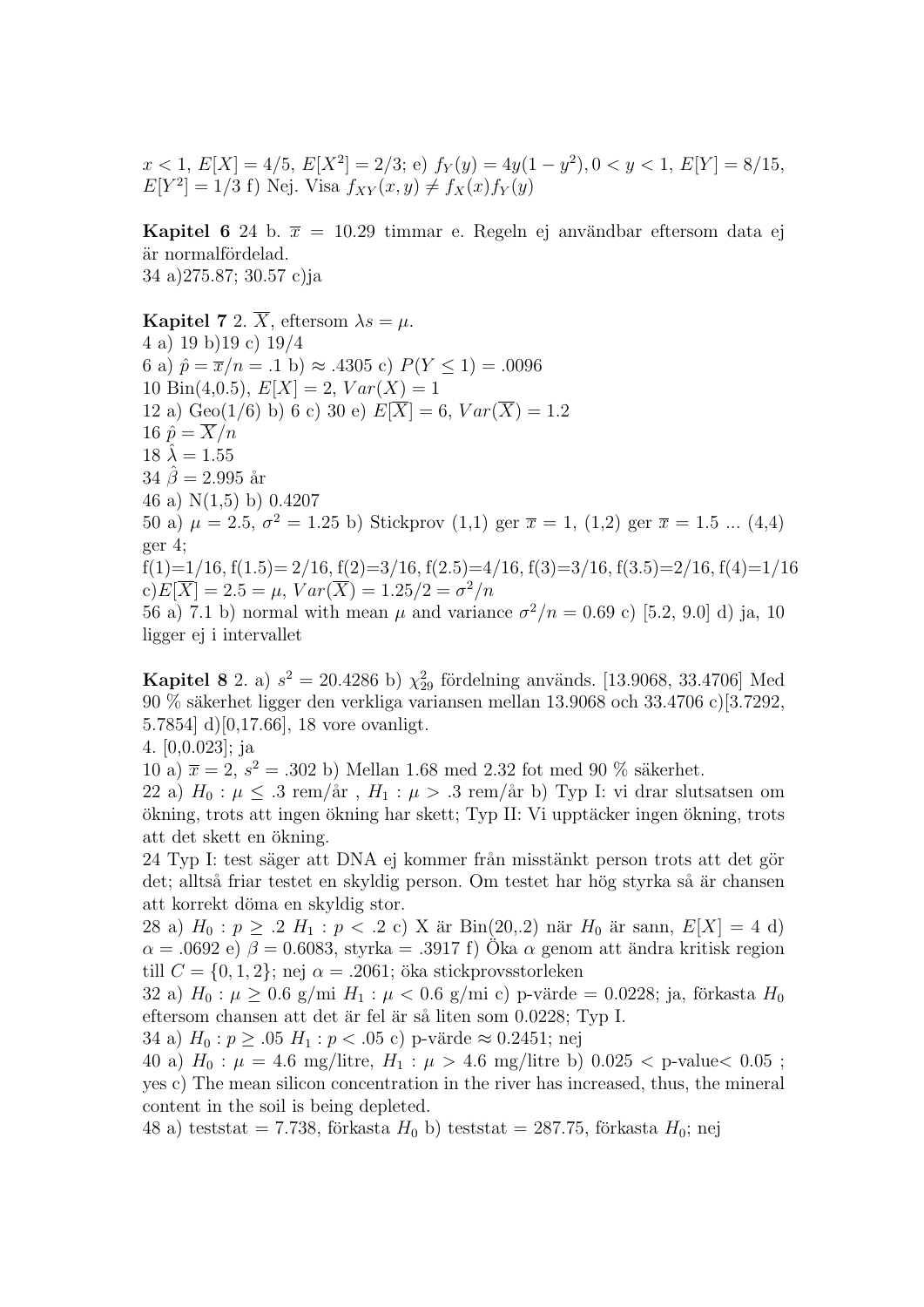$x < 1$, $E[X] = 4/5$, $E[X^2] = 2/3$; e) $f_Y(y) = 4y(1-y^2), 0 < y < 1$, $E[Y] = 8/15$, $E[Y^2] = 1/3$ f) Nej. Visa $f_{XY}(x,y) \neq f_X(x)f_Y(y)$

**Kapitel 6** 24 b. $\overline{x} = 10.29$ timmar e. Regeln ej användbar eftersom data ej är normalfördelad.
34 a)275.87; 30.57 c)ja

**Kapitel 7** 2. $\overline{X}$, eftersom $\lambda s = \mu$.
4 a) 19 b)19 c) 19/4
6 a) $\hat{p} = \overline{x}/n = .1$ b) $\approx .4305$ c) $P(Y \leq 1) = .0096$
10 Bin(4,0.5), $E[X] = 2$, $Var(X) = 1$
12 a) Geo(1/6) b) 6 c) 30 e) $E[\overline{X}] = 6$, $Var(\overline{X}) = 1.2$
16 $\hat{p} = \overline{X}/n$
18 $\hat{\lambda} = 1.55$
34 $\hat{\beta} = 2.995$ år
46 a) N(1,5) b) 0.4207
50 a) $\mu = 2.5$, $\sigma^2 = 1.25$ b) Stickprov (1,1) ger $\overline{x} = 1$, (1,2) ger $\overline{x} = 1.5$ ... (4,4) ger 4;
f(1)=1/16, f(1.5)= 2/16, f(2)=3/16, f(2.5)=4/16, f(3)=3/16, f(3.5)=2/16, f(4)=1/16 c)$E[\overline{X}] = 2.5 = \mu$, $Var(\overline{X}) = 1.25/2 = \sigma^2/n$
56 a) 7.1 b) normal with mean $\mu$ and variance $\sigma^2/n = 0.69$ c) [5.2, 9.0] d) ja, 10 ligger ej i intervallet

**Kapitel 8** 2. a) $s^2 = 20.4286$ b) $\chi^2_{29}$ fördelning används. [13.9068, 33.4706] Med 90 % säkerhet ligger den verkliga variansen mellan 13.9068 och 33.4706 c)[3.7292, 5.7854] d)[0,17.66], 18 vore ovanligt.
4. [0,0.023]; ja
10 a) $\overline{x} = 2$, $s^2 = .302$ b) Mellan 1.68 med 2.32 fot med 90 % säkerhet.
22 a) $H_0 : \mu \leq .3$ rem/år , $H_1 : \mu > .3$ rem/år b) Typ I: vi drar slutsatsen om ökning, trots att ingen ökning har skett; Typ II: Vi upptäcker ingen ökning, trots att det skett en ökning.
24 Typ I: test säger att DNA ej kommer från misstänkt person trots att det gör det; alltså friar testet en skyldig person. Om testet har hög styrka så är chansen att korrekt döma en skyldig stor.
28 a) $H_0 : p \geq .2$ $H_1 : p < .2$ c) X är Bin(20,.2) när $H_0$ är sann, $E[X] = 4$ d) $\alpha = .0692$ e) $\beta = 0.6083$, styrka = .3917 f) Öka $\alpha$ genom att ändra kritisk region till $C = \{0, 1, 2\}$; nej $\alpha = .2061$; öka stickprovsstorleken
32 a) $H_0 : \mu \geq 0.6$ g/mi $H_1 : \mu < 0.6$ g/mi c) p-värde = 0.0228; ja, förkasta $H_0$ eftersom chansen att det är fel är så liten som 0.0228; Typ I.
34 a) $H_0 : p \geq .05$ $H_1 : p < .05$ c) p-värde $\approx 0.2451$; nej
40 a) $H_0 : \mu = 4.6$ mg/litre, $H_1 : \mu > 4.6$ mg/litre b) $0.025 <$ p-value$< 0.05$ ; yes c) The mean silicon concentration in the river has increased, thus, the mineral content in the soil is being depleted.
48 a) teststat = 7.738, förkasta $H_0$ b) teststat = 287.75, förkasta $H_0$; nej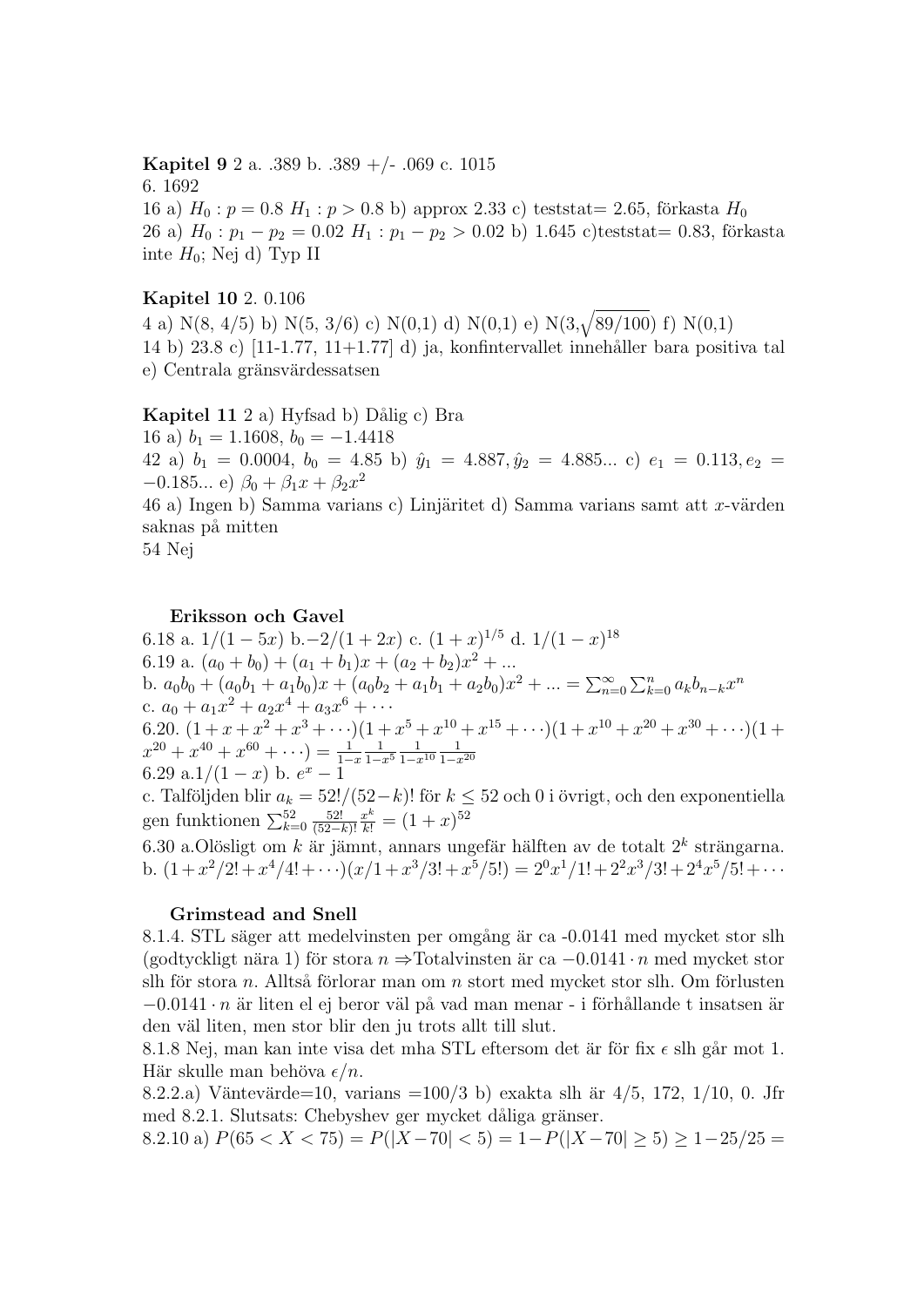**Kapitel 9** 2 a. .389 b. .389 +/- .069 c. 1015
6. 1692
16 a) $H_0 : p = 0.8$ $H_1 : p > 0.8$ b) approx 2.33 c) teststat= 2.65, förkasta $H_0$
26 a) $H_0 : p_1 - p_2 = 0.02$ $H_1 : p_1 - p_2 > 0.02$ b) 1.645 c)teststat= 0.83, förkasta inte $H_0$; Nej d) Typ II

**Kapitel 10** 2. 0.106
4 a) N(8, 4/5) b) N(5, 3/6) c) N(0,1) d) N(0,1) e) N(3,$\sqrt{89/100}$) f) N(0,1)
14 b) 23.8 c) [11-1.77, 11+1.77] d) ja, konfintervallet innehåller bara positiva tal e) Centrala gränsvärdessatsen

**Kapitel 11** 2 a) Hyfsad b) Dålig c) Bra
16 a) $b_1 = 1.1608$, $b_0 = -1.4418$
42 a) $b_1 = 0.0004$, $b_0 = 4.85$ b) $\hat{y}_1 = 4.887, \hat{y}_2 = 4.885...$ c) $e_1 = 0.113, e_2 = -0.185...$ e) $\beta_0 + \beta_1 x + \beta_2 x^2$
46 a) Ingen b) Samma varians c) Linjäritet d) Samma varians samt att $x$-värden saknas på mitten
54 Nej

**Eriksson och Gavel**
6.18 a. $1/(1-5x)$ b.$-2/(1+2x)$ c. $(1+x)^{1/5}$ d. $1/(1-x)^{18}$
6.19 a. $(a_0 + b_0) + (a_1 + b_1)x + (a_2 + b_2)x^2 + ...$
b. $a_0b_0 + (a_0b_1 + a_1b_0)x + (a_0b_2 + a_1b_1 + a_2b_0)x^2 + ... = \sum_{n=0}^{\infty}\sum_{k=0}^{n} a_k b_{n-k} x^n$
c. $a_0 + a_1x^2 + a_2x^4 + a_3x^6 + \cdots$
6.20. $(1+x+x^2+x^3+\cdots)(1+x^5+x^{10}+x^{15}+\cdots)(1+x^{10}+x^{20}+x^{30}+\cdots)(1+x^{20}+x^{40}+x^{60}+\cdots) = \frac{1}{1-x}\frac{1}{1-x^5}\frac{1}{1-x^{10}}\frac{1}{1-x^{20}}$
6.29 a.$1/(1-x)$ b. $e^x - 1$
c. Talföljden blir $a_k = 52!/(52-k)!$ för $k \leq 52$ och 0 i övrigt, och den exponentiella gen funktionen $\sum_{k=0}^{52} \frac{52!}{(52-k)!}\frac{x^k}{k!} = (1+x)^{52}$
6.30 a.Olösligt om $k$ är jämnt, annars ungefär hälften av de totalt $2^k$ strängarna.
b. $(1+x^2/2!+x^4/4!+\cdots)(x/1+x^3/3!+x^5/5!) = 2^0x^1/1!+2^2x^3/3!+2^4x^5/5!+\cdots$

**Grimstead and Snell**
8.1.4. STL säger att medelvinsten per omgång är ca -0.0141 med mycket stor slh (godtyckligt nära 1) för stora $n \Rightarrow$Totalvinsten är ca $-0.0141 \cdot n$ med mycket stor slh för stora $n$. Alltså förlorar man om $n$ stort med mycket stor slh. Om förlusten $-0.0141 \cdot n$ är liten el ej beror väl på vad man menar - i förhållande t insatsen är den väl liten, men stor blir den ju trots allt till slut.
8.1.8 Nej, man kan inte visa det mha STL eftersom det är för fix $\epsilon$ slh går mot 1. Här skulle man behöva $\epsilon/n$.
8.2.2.a) Väntevärde=10, varians =100/3 b) exakta slh är 4/5, 172, 1/10, 0. Jfr med 8.2.1. Slutsats: Chebyshev ger mycket dåliga gränser.
8.2.10 a) $P(65 < X < 75) = P(|X-70| < 5) = 1-P(|X-70| \geq 5) \geq 1-25/25 =$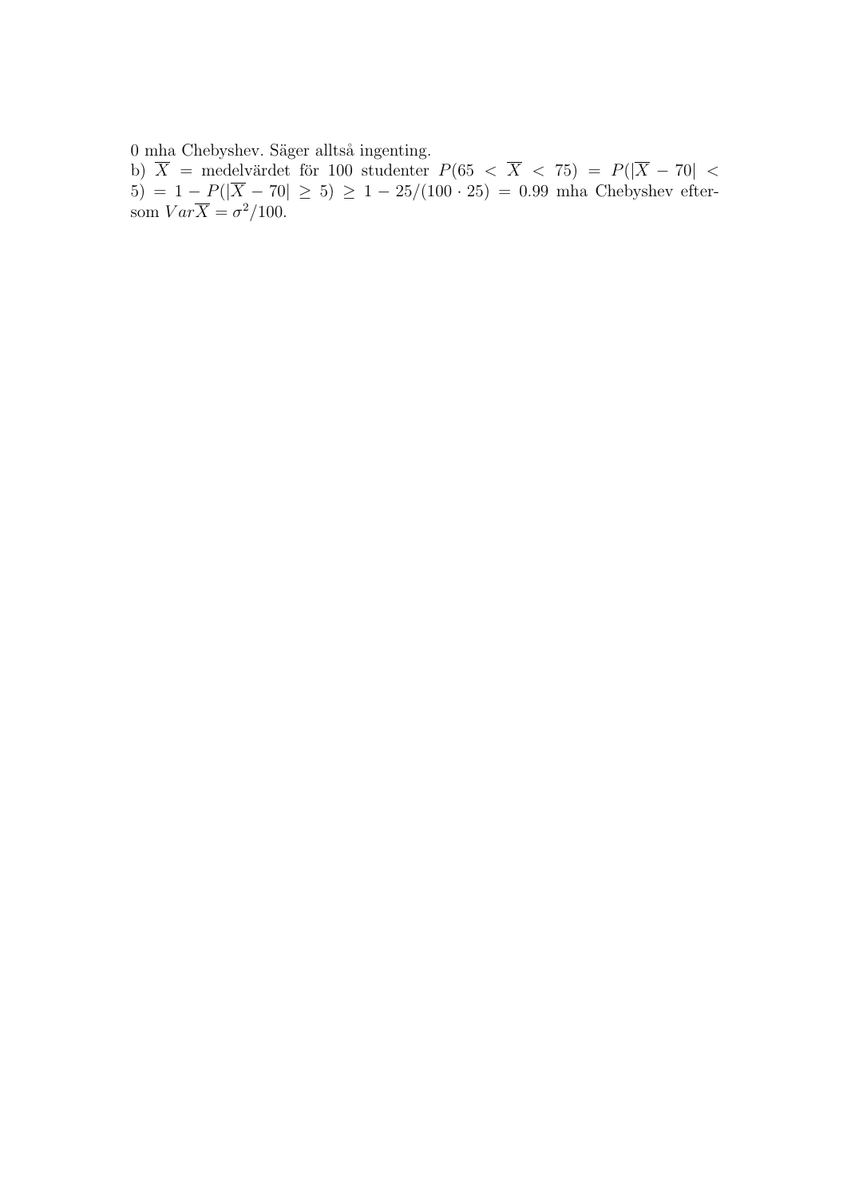0 mha Chebyshev. Säger alltså ingenting.

b) $\overline{X}$ = medelvärdet för 100 studenter $P(65 < \overline{X} < 75) = P(|\overline{X} - 70| < 5) = 1 - P(|\overline{X} - 70| \geq 5) \geq 1 - 25/(100 \cdot 25) = 0.99$ mha Chebyshev eftersom $Var\overline{X} = \sigma^2/100$.